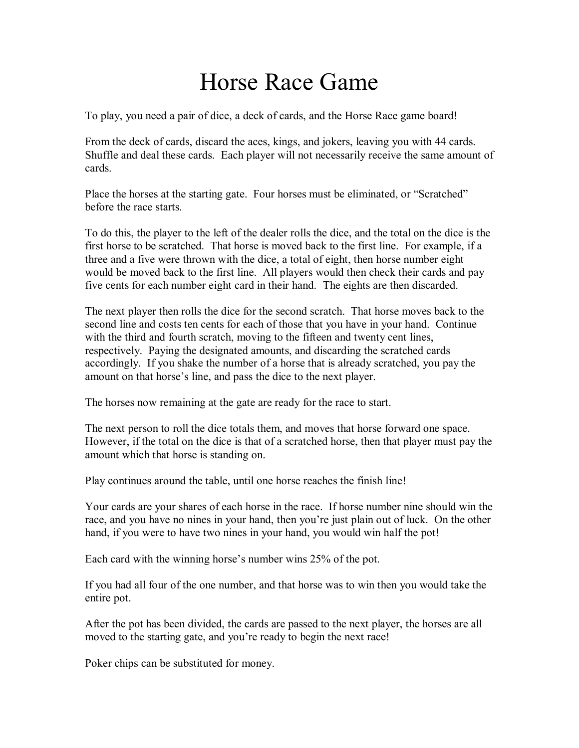# Horse Race Game

To play, you need a pair of dice, a deck of cards, and the Horse Race game board!

From the deck of cards, discard the aces, kings, and jokers, leaving you with 44 cards. Shuffle and deal these cards. Each player will not necessarily receive the same amount of cards.

Place the horses at the starting gate. Four horses must be eliminated, or "Scratched" before the race starts.

To do this, the player to the left of the dealer rolls the dice, and the total on the dice is the first horse to be scratched. That horse is moved back to the first line. For example, if a three and a five were thrown with the dice, a total of eight, then horse number eight would be moved back to the first line. All players would then check their cards and pay five cents for each number eight card in their hand. The eights are then discarded.

The next player then rolls the dice for the second scratch. That horse moves back to the second line and costs ten cents for each of those that you have in your hand. Continue with the third and fourth scratch, moving to the fifteen and twenty cent lines, respectively. Paying the designated amounts, and discarding the scratched cards accordingly. If you shake the number of a horse that is already scratched, you pay the amount on that horse's line, and pass the dice to the next player.

The horses now remaining at the gate are ready for the race to start.

The next person to roll the dice totals them, and moves that horse forward one space. However, if the total on the dice is that of a scratched horse, then that player must pay the amount which that horse is standing on.

Play continues around the table, until one horse reaches the finish line!

Your cards are your shares of each horse in the race. If horse number nine should win the race, and you have no nines in your hand, then you're just plain out of luck. On the other hand, if you were to have two nines in your hand, you would win half the pot!

Each card with the winning horse's number wins 25% of the pot.

If you had all four of the one number, and that horse was to win then you would take the entire pot.

After the pot has been divided, the cards are passed to the next player, the horses are all moved to the starting gate, and you're ready to begin the next race!

Poker chips can be substituted for money.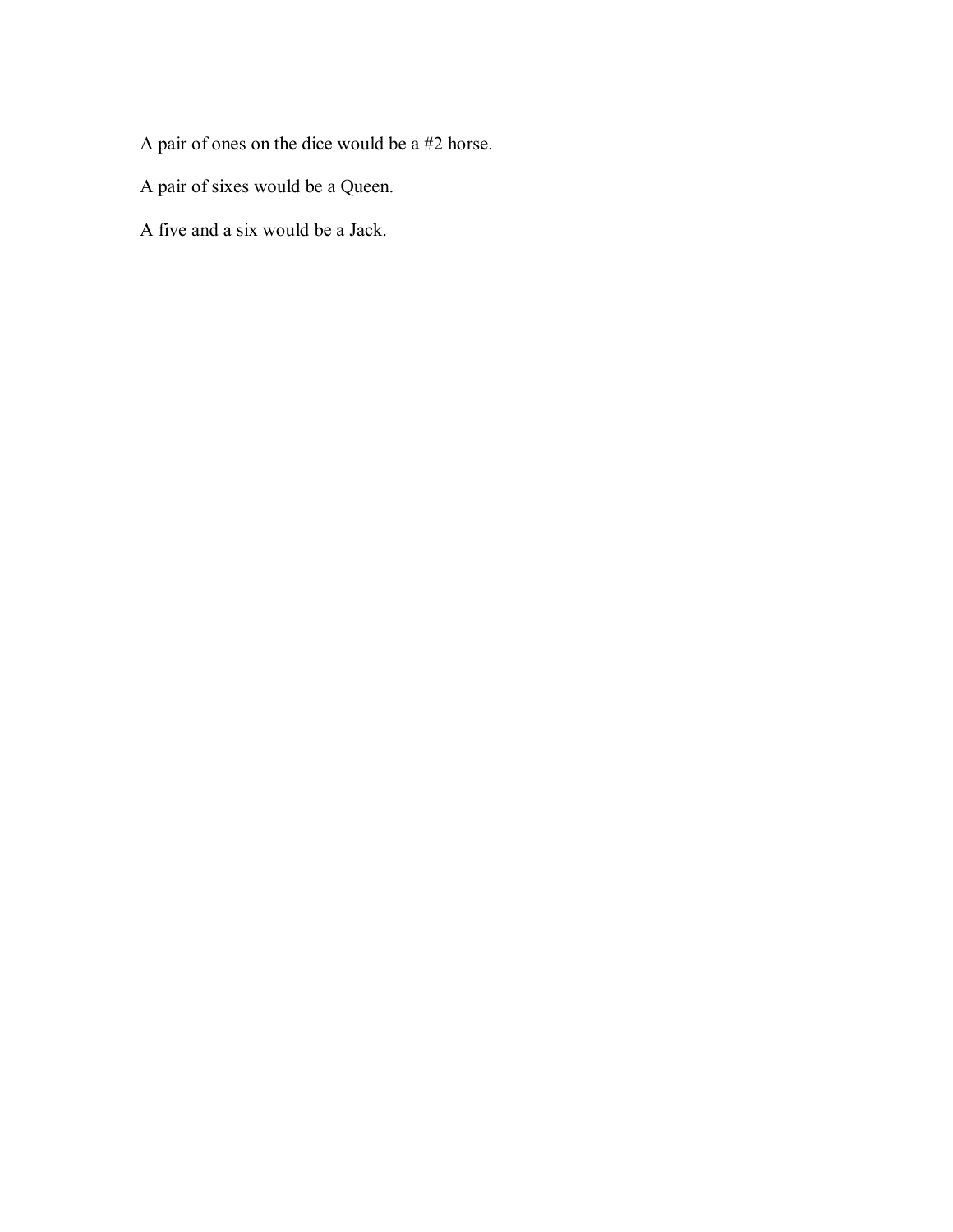A pair of ones on the dice would be a #2 horse.

A pair of sixes would be a Queen.

A five and a six would be a Jack.